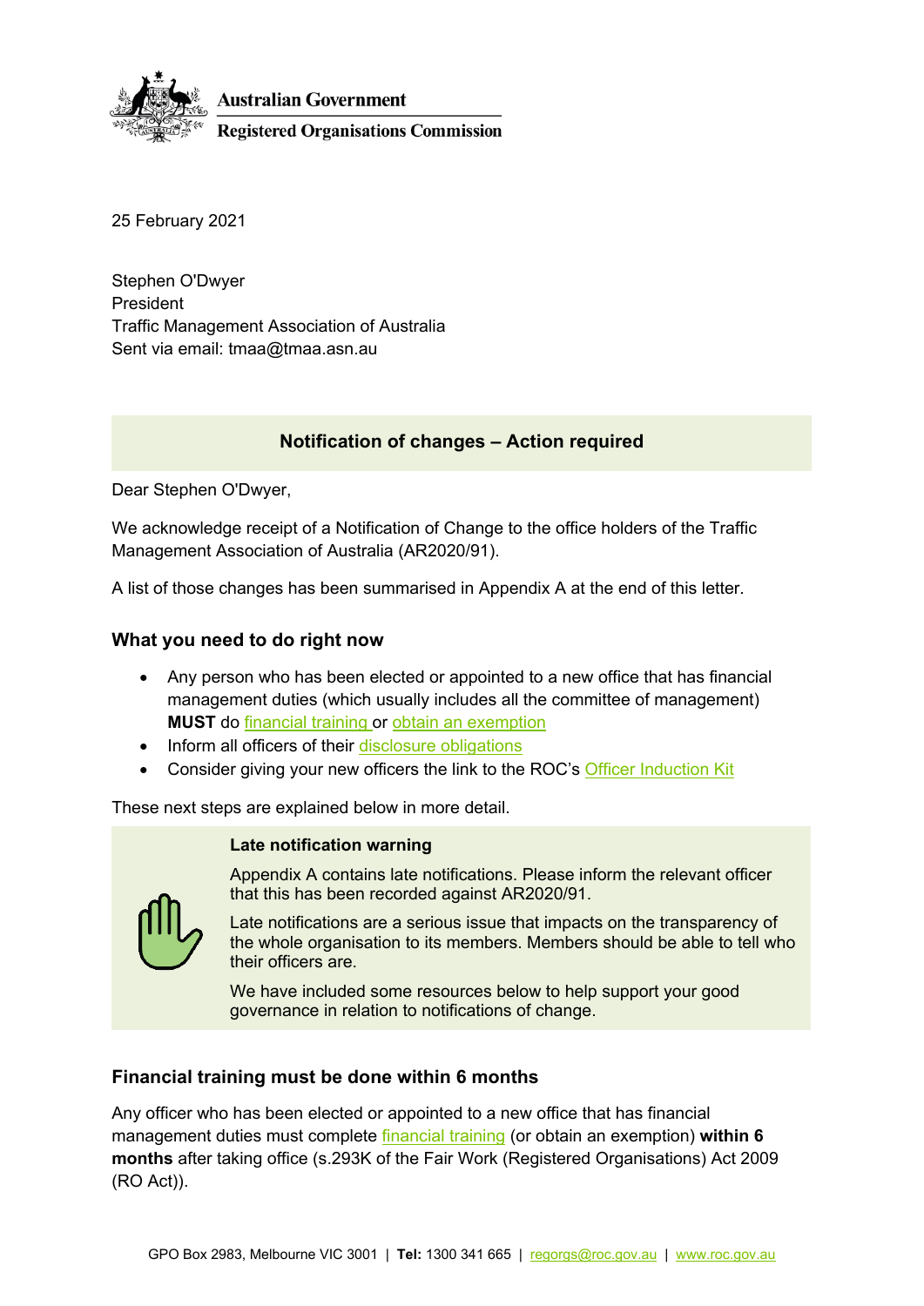Australian Government

Registered Organisations Commission

25 February 2021

Stephen O'Dwyer
President
Traffic Management Association of Australia
Sent via email: tmaa@tmaa.asn.au

**Notification of changes – Action required**

Dear Stephen O'Dwyer,

We acknowledge receipt of a Notification of Change to the office holders of the Traffic Management Association of Australia (AR2020/91).

A list of those changes has been summarised in Appendix A at the end of this letter.

## What you need to do right now

- Any person who has been elected or appointed to a new office that has financial management duties (which usually includes all the committee of management) **MUST** do financial training or obtain an exemption
- Inform all officers of their disclosure obligations
- Consider giving your new officers the link to the ROC's Officer Induction Kit

These next steps are explained below in more detail.

**Late notification warning**

Appendix A contains late notifications. Please inform the relevant officer that this has been recorded against AR2020/91.

Late notifications are a serious issue that impacts on the transparency of the whole organisation to its members. Members should be able to tell who their officers are.

We have included some resources below to help support your good governance in relation to notifications of change.

## Financial training must be done within 6 months

Any officer who has been elected or appointed to a new office that has financial management duties must complete financial training (or obtain an exemption) **within 6 months** after taking office (s.293K of the Fair Work (Registered Organisations) Act 2009 (RO Act)).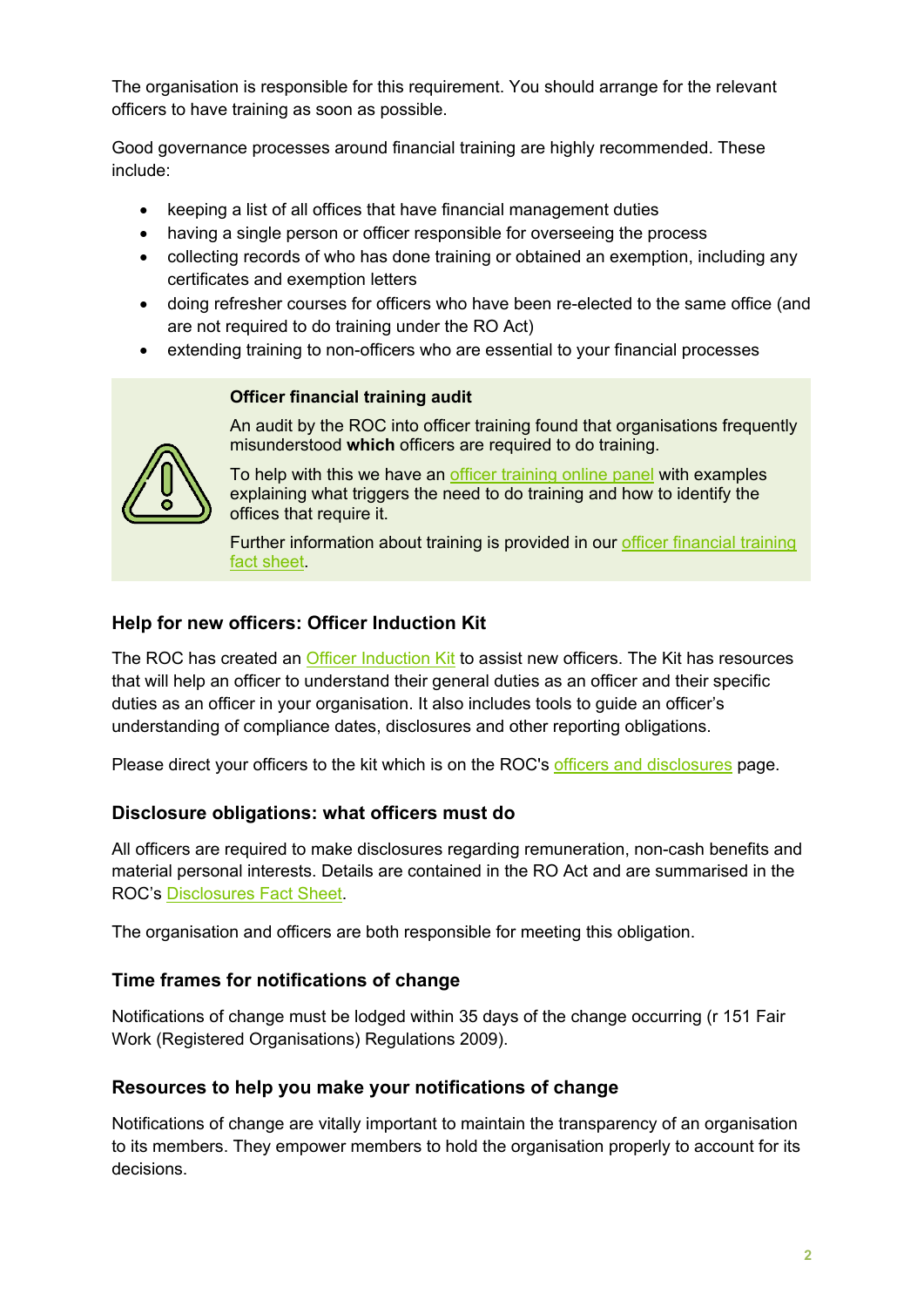The organisation is responsible for this requirement. You should arrange for the relevant officers to have training as soon as possible.

Good governance processes around financial training are highly recommended. These include:

- keeping a list of all offices that have financial management duties
- having a single person or officer responsible for overseeing the process
- collecting records of who has done training or obtained an exemption, including any certificates and exemption letters
- doing refresher courses for officers who have been re-elected to the same office (and are not required to do training under the RO Act)
- extending training to non-officers who are essential to your financial processes

**Officer financial training audit**

An audit by the ROC into officer training found that organisations frequently misunderstood **which** officers are required to do training.

To help with this we have an officer training online panel with examples explaining what triggers the need to do training and how to identify the offices that require it.

Further information about training is provided in our officer financial training fact sheet.

### Help for new officers: Officer Induction Kit

The ROC has created an Officer Induction Kit to assist new officers. The Kit has resources that will help an officer to understand their general duties as an officer and their specific duties as an officer in your organisation. It also includes tools to guide an officer's understanding of compliance dates, disclosures and other reporting obligations.

Please direct your officers to the kit which is on the ROC's officers and disclosures page.

### Disclosure obligations: what officers must do

All officers are required to make disclosures regarding remuneration, non-cash benefits and material personal interests. Details are contained in the RO Act and are summarised in the ROC's Disclosures Fact Sheet.

The organisation and officers are both responsible for meeting this obligation.

### Time frames for notifications of change

Notifications of change must be lodged within 35 days of the change occurring (r 151 Fair Work (Registered Organisations) Regulations 2009).

### Resources to help you make your notifications of change

Notifications of change are vitally important to maintain the transparency of an organisation to its members. They empower members to hold the organisation properly to account for its decisions.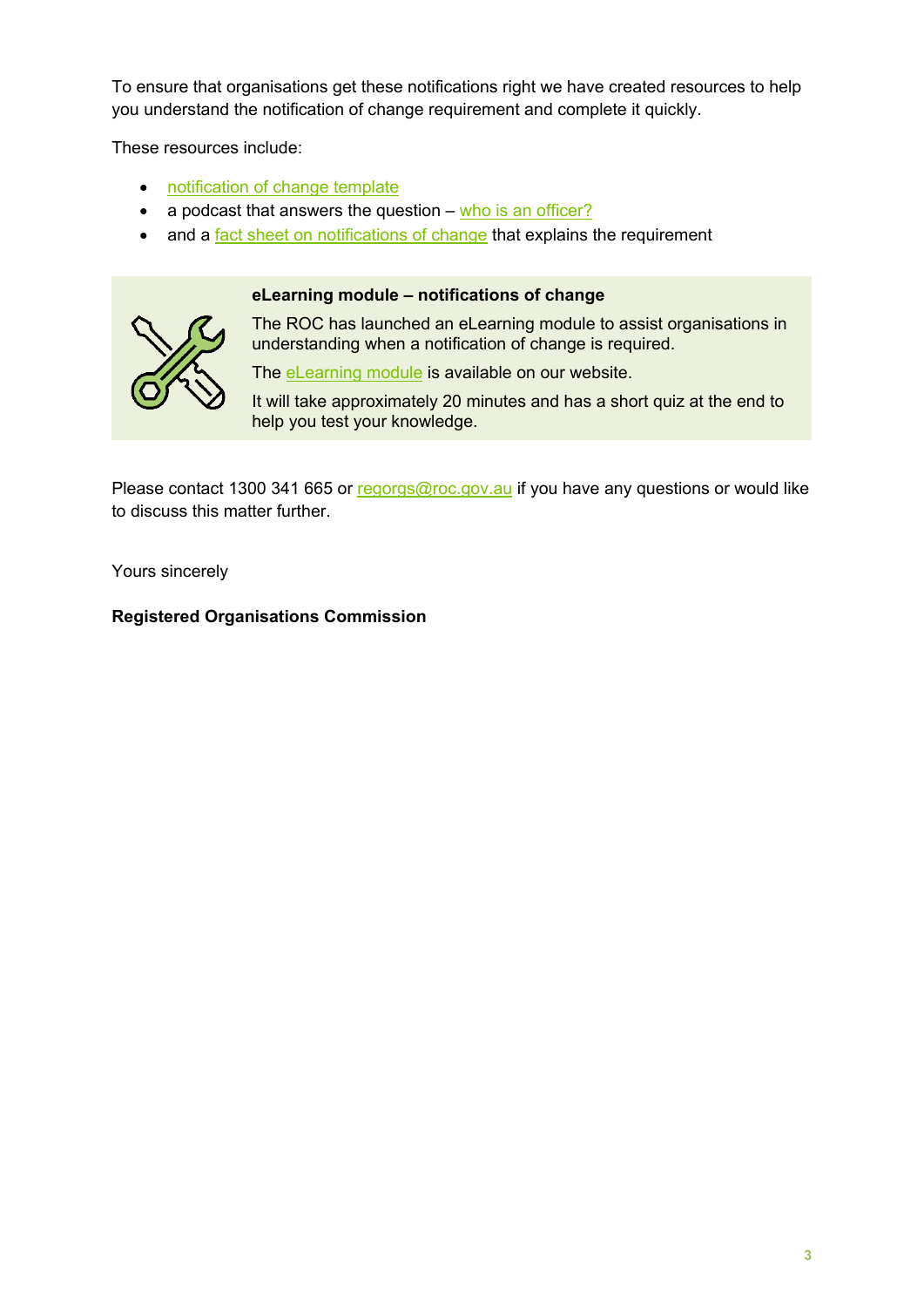To ensure that organisations get these notifications right we have created resources to help you understand the notification of change requirement and complete it quickly.

These resources include:

- notification of change template
- a podcast that answers the question – who is an officer?
- and a fact sheet on notifications of change that explains the requirement

**eLearning module – notifications of change**

The ROC has launched an eLearning module to assist organisations in understanding when a notification of change is required.

The eLearning module is available on our website.

It will take approximately 20 minutes and has a short quiz at the end to help you test your knowledge.

Please contact 1300 341 665 or regorgs@roc.gov.au if you have any questions or would like to discuss this matter further.

Yours sincerely

**Registered Organisations Commission**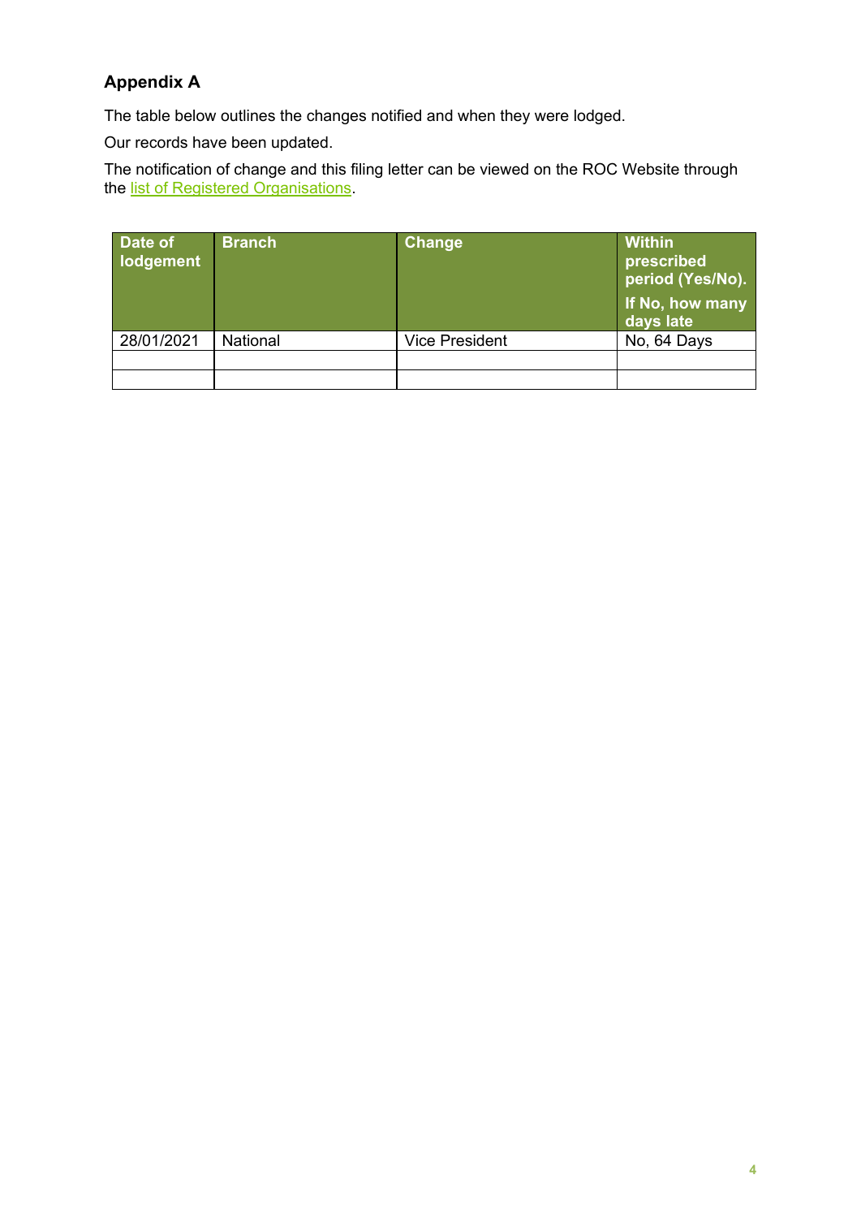## Appendix A

The table below outlines the changes notified and when they were lodged.

Our records have been updated.

The notification of change and this filing letter can be viewed on the ROC Website through the list of Registered Organisations.

| Date of lodgement | Branch | Change | Within prescribed period (Yes/No). If No, how many days late |
|---|---|---|---|
| 28/01/2021 | National | Vice President | No, 64 Days |
| | | | |
| | | | |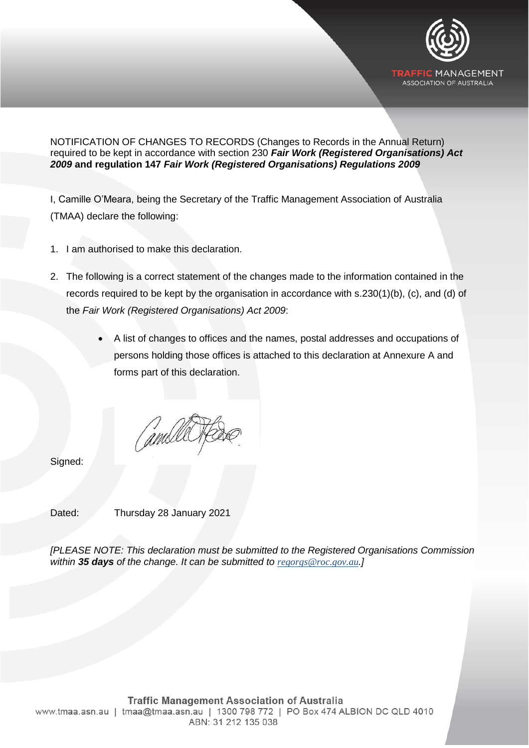NOTIFICATION OF CHANGES TO RECORDS (Changes to Records in the Annual Return) required to be kept in accordance with section 230 ***Fair Work (Registered Organisations) Act 2009*** **and regulation 147** ***Fair Work (Registered Organisations) Regulations 2009***

I, Camille O'Meara, being the Secretary of the Traffic Management Association of Australia (TMAA) declare the following:

1. I am authorised to make this declaration.
2. The following is a correct statement of the changes made to the information contained in the records required to be kept by the organisation in accordance with s.230(1)(b), (c), and (d) of the *Fair Work (Registered Organisations) Act 2009*:
   - A list of changes to offices and the names, postal addresses and occupations of persons holding those offices is attached to this declaration at Annexure A and forms part of this declaration.

Signed:

Dated: Thursday 28 January 2021

*[PLEASE NOTE: This declaration must be submitted to the Registered Organisations Commission within **35 days** of the change. It can be submitted to regorgs@roc.gov.au.]*

**Traffic Management Association of Australia**
www.tmaa.asn.au | tmaa@tmaa.asn.au | 1300 798 772 | PO Box 474 ALBION DC QLD 4010
ABN: 31 212 135 038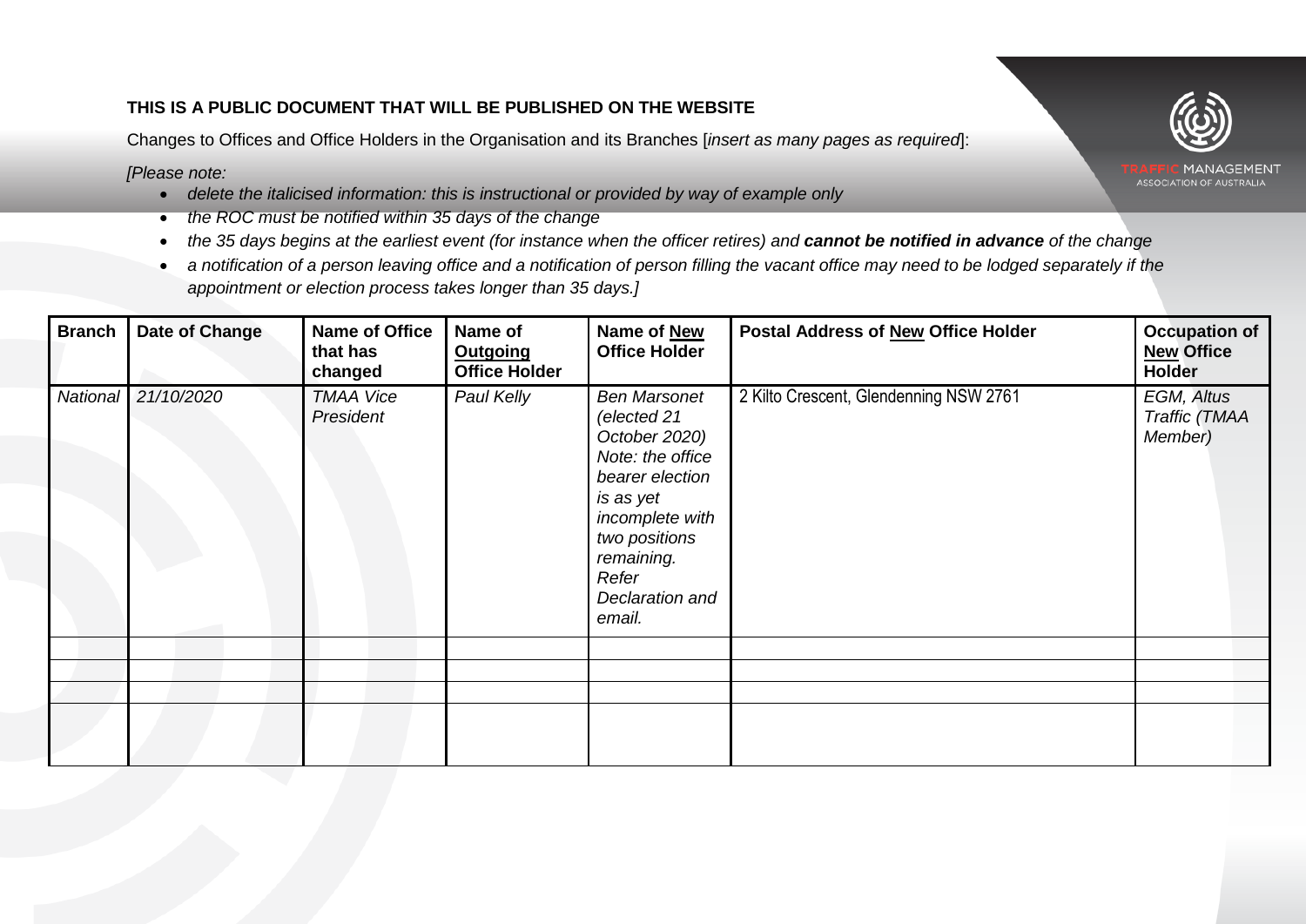**THIS IS A PUBLIC DOCUMENT THAT WILL BE PUBLISHED ON THE WEBSITE**

Changes to Offices and Office Holders in the Organisation and its Branches [*insert as many pages as required*]:

*[Please note:*

- *delete the italicised information: this is instructional or provided by way of example only*
- *the ROC must be notified within 35 days of the change*
- *the 35 days begins at the earliest event (for instance when the officer retires) and* ***cannot be notified in advance*** *of the change*
- *a notification of a person leaving office and a notification of person filling the vacant office may need to be lodged separately if the appointment or election process takes longer than 35 days.]*

| Branch | Date of Change | Name of Office that has changed | Name of Outgoing Office Holder | Name of New Office Holder | Postal Address of New Office Holder | Occupation of New Office Holder |
|---|---|---|---|---|---|---|
| *National* | *21/10/2020* | *TMAA Vice President* | *Paul Kelly* | *Ben Marsonet (elected 21 October 2020) Note: the office bearer election is as yet incomplete with two positions remaining. Refer Declaration and email.* | 2 Kilto Crescent, Glendenning NSW 2761 | *EGM, Altus Traffic (TMAA Member)* |
| | | | | | | |
| | | | | | | |
| | | | | | | |
| | | | | | | |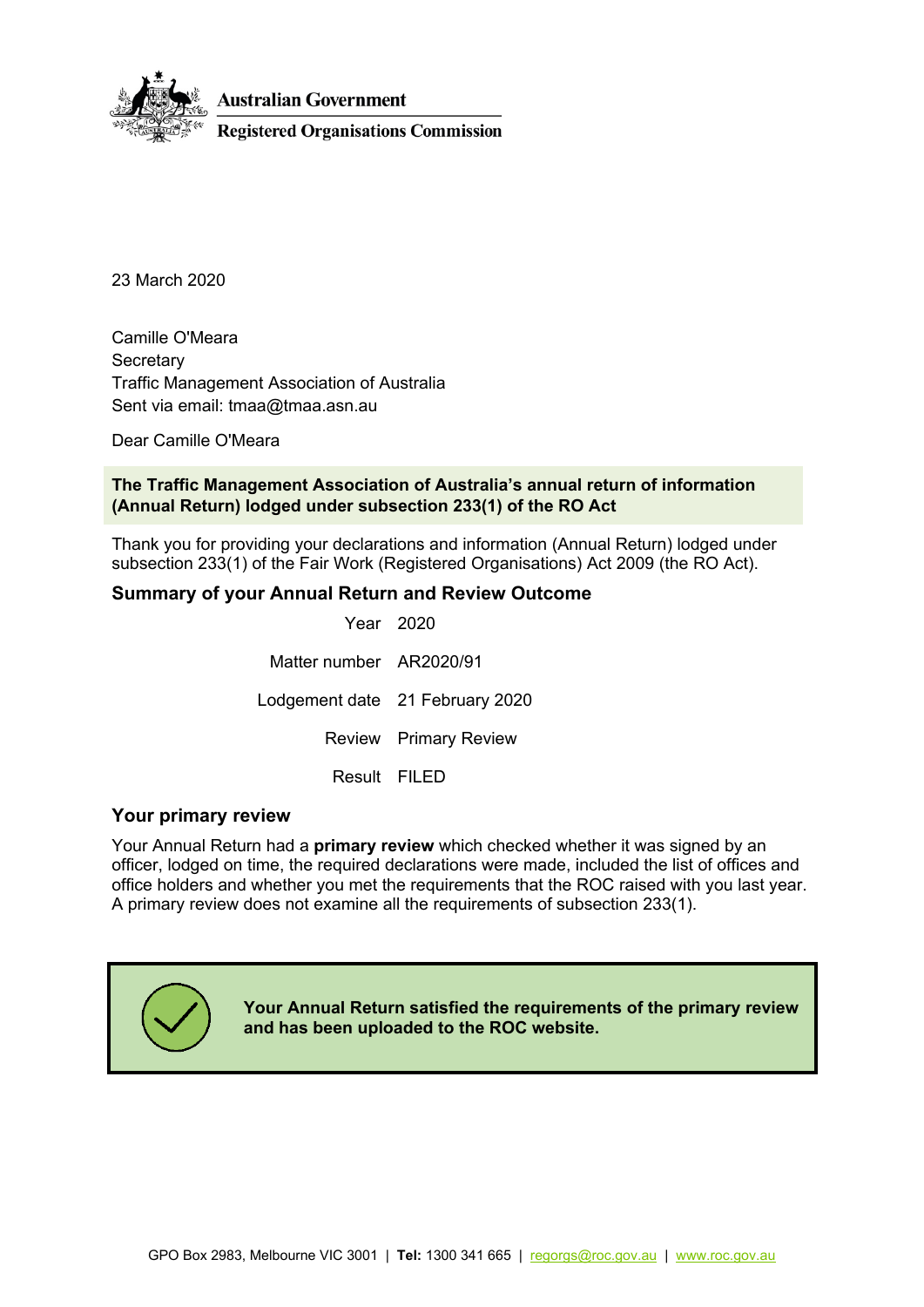**Australian Government**

**Registered Organisations Commission**

23 March 2020

Camille O'Meara
Secretary
Traffic Management Association of Australia
Sent via email: tmaa@tmaa.asn.au

Dear Camille O'Meara

**The Traffic Management Association of Australia's annual return of information (Annual Return) lodged under subsection 233(1) of the RO Act**

Thank you for providing your declarations and information (Annual Return) lodged under subsection 233(1) of the Fair Work (Registered Organisations) Act 2009 (the RO Act).

## Summary of your Annual Return and Review Outcome

| | |
|---|---|
| Year | 2020 |
| Matter number | AR2020/91 |
| Lodgement date | 21 February 2020 |
| Review | Primary Review |
| Result | FILED |

## Your primary review

Your Annual Return had a **primary review** which checked whether it was signed by an officer, lodged on time, the required declarations were made, included the list of offices and office holders and whether you met the requirements that the ROC raised with you last year. A primary review does not examine all the requirements of subsection 233(1).

**Your Annual Return satisfied the requirements of the primary review and has been uploaded to the ROC website.**

GPO Box 2983, Melbourne VIC 3001 | **Tel:** 1300 341 665 | regorgs@roc.gov.au | www.roc.gov.au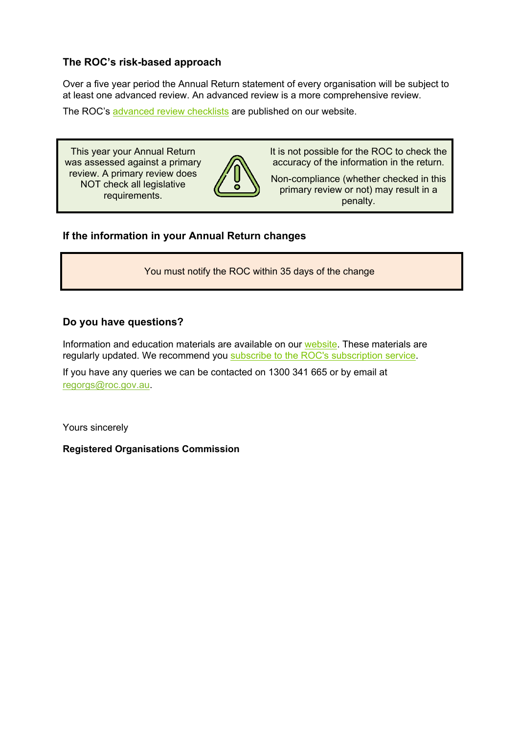### The ROC's risk-based approach

Over a five year period the Annual Return statement of every organisation will be subject to at least one advanced review. An advanced review is a more comprehensive review.

The ROC's advanced review checklists are published on our website.

| This year your Annual Return was assessed against a primary review. A primary review does NOT check all legislative requirements. | It is not possible for the ROC to check the accuracy of the information in the return. Non-compliance (whether checked in this primary review or not) may result in a penalty. |
|---|---|

### If the information in your Annual Return changes

You must notify the ROC within 35 days of the change

### Do you have questions?

Information and education materials are available on our website. These materials are regularly updated. We recommend you subscribe to the ROC's subscription service.

If you have any queries we can be contacted on 1300 341 665 or by email at regorgs@roc.gov.au.

Yours sincerely

**Registered Organisations Commission**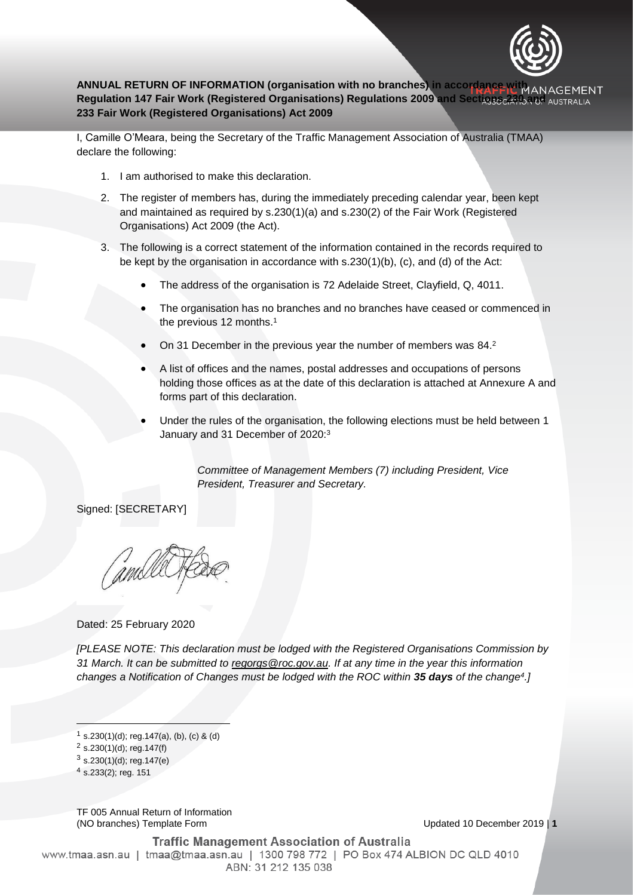**ANNUAL RETURN OF INFORMATION (organisation with no branches) in accordance with Regulation 147 Fair Work (Registered Organisations) Regulations 2009 and Sections 230 and 233 Fair Work (Registered Organisations) Act 2009**

I, Camille O'Meara, being the Secretary of the Traffic Management Association of Australia (TMAA) declare the following:

1. I am authorised to make this declaration.
2. The register of members has, during the immediately preceding calendar year, been kept and maintained as required by s.230(1)(a) and s.230(2) of the Fair Work (Registered Organisations) Act 2009 (the Act).
3. The following is a correct statement of the information contained in the records required to be kept by the organisation in accordance with s.230(1)(b), (c), and (d) of the Act:
   - The address of the organisation is 72 Adelaide Street, Clayfield, Q, 4011.
   - The organisation has no branches and no branches have ceased or commenced in the previous 12 months.[1]
   - On 31 December in the previous year the number of members was 84.[2]
   - A list of offices and the names, postal addresses and occupations of persons holding those offices as at the date of this declaration is attached at Annexure A and forms part of this declaration.
   - Under the rules of the organisation, the following elections must be held between 1 January and 31 December of 2020:[3]

     *Committee of Management Members (7) including President, Vice President, Treasurer and Secretary.*

Signed: [SECRETARY]

Dated: 25 February 2020

*[PLEASE NOTE: This declaration must be lodged with the Registered Organisations Commission by 31 March. It can be submitted to regorgs@roc.gov.au. If at any time in the year this information changes a Notification of Changes must be lodged with the ROC within **35 days** of the change[4].]*

---

[1] s.230(1)(d); reg.147(a), (b), (c) & (d)

[2] s.230(1)(d); reg.147(f)

[3] s.230(1)(d); reg.147(e)

[4] s.233(2); reg. 151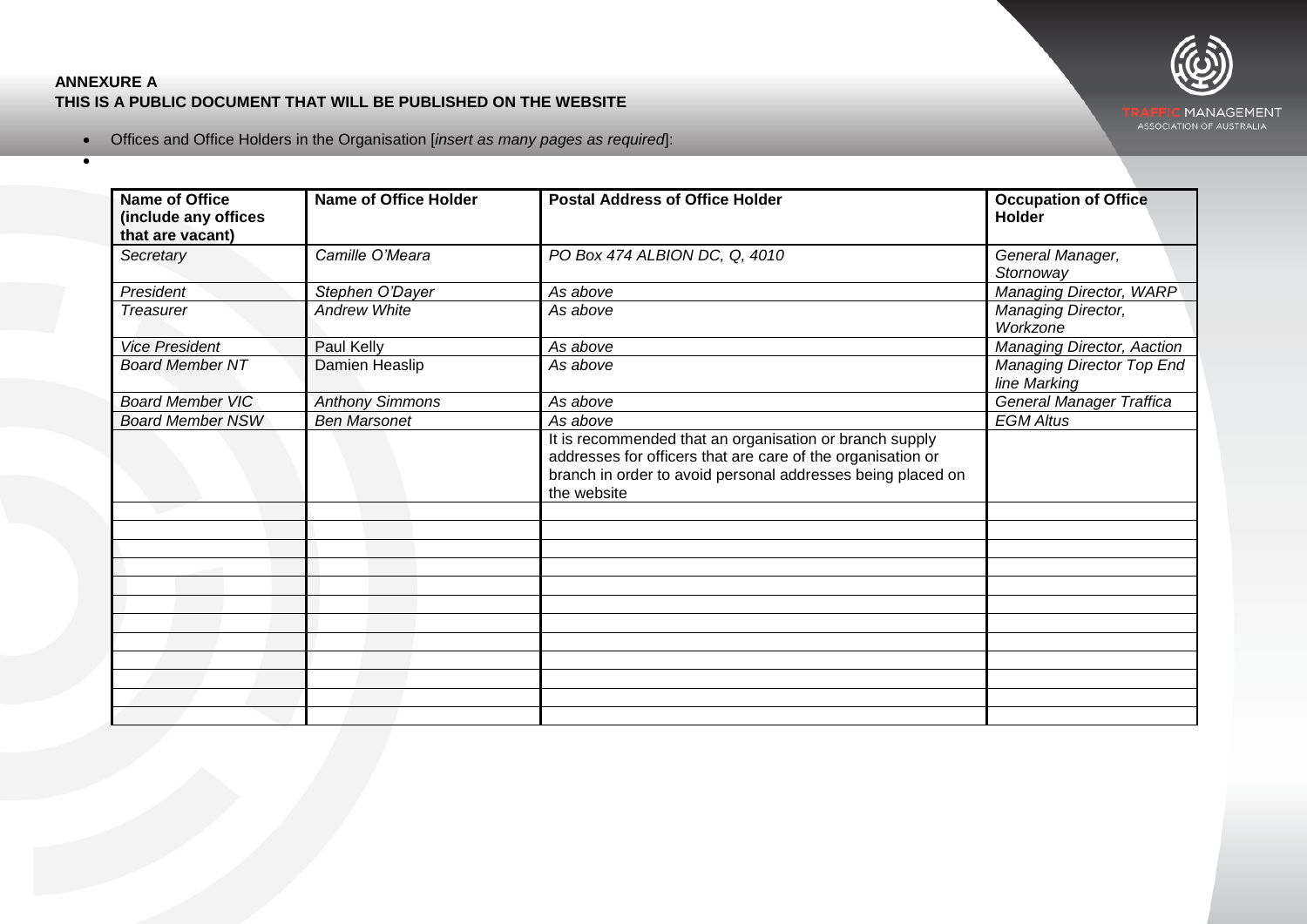**ANNEXURE A**
**THIS IS A PUBLIC DOCUMENT THAT WILL BE PUBLISHED ON THE WEBSITE**

- Offices and Office Holders in the Organisation [*insert as many pages as required*]:
-

| Name of Office (include any offices that are vacant) | Name of Office Holder | Postal Address of Office Holder | Occupation of Office Holder |
|---|---|---|---|
| *Secretary* | *Camille O'Meara* | *PO Box 474 ALBION DC, Q, 4010* | *General Manager, Stornoway* |
| *President* | *Stephen O'Dayer* | *As above* | *Managing Director, WARP* |
| *Treasurer* | *Andrew White* | *As above* | *Managing Director, Workzone* |
| *Vice President* | Paul Kelly | *As above* | *Managing Director, Aaction* |
| *Board Member NT* | Damien Heaslip | *As above* | *Managing Director Top End line Marking* |
| *Board Member VIC* | *Anthony Simmons* | *As above* | *General Manager Traffica* |
| *Board Member NSW* | *Ben Marsonet* | *As above* | *EGM Altus* |
| | | It is recommended that an organisation or branch supply addresses for officers that are care of the organisation or branch in order to avoid personal addresses being placed on the website | |
| | | | |
| | | | |
| | | | |
| | | | |
| | | | |
| | | | |
| | | | |
| | | | |
| | | | |
| | | | |
| | | | |
| | | | |